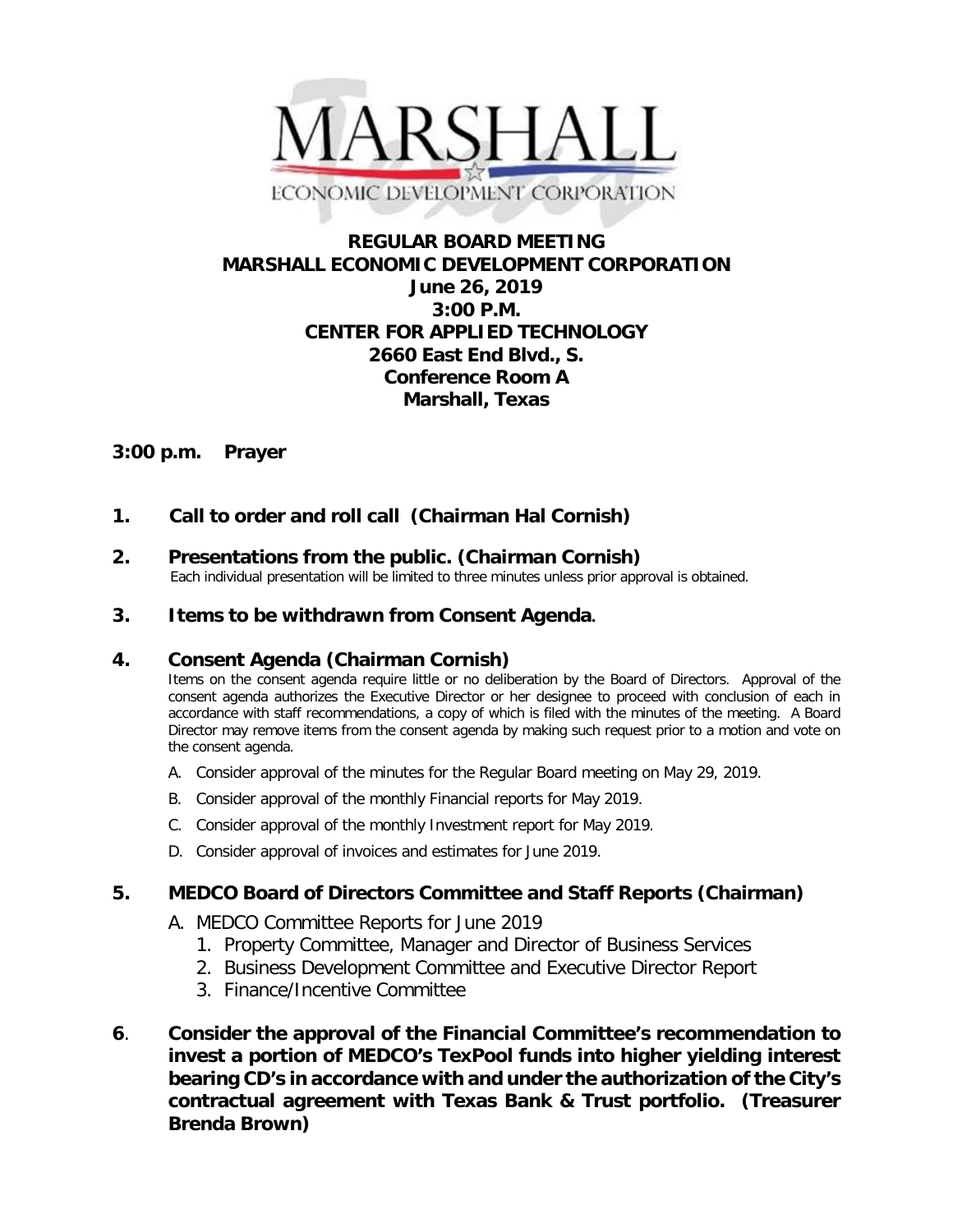MARSHALL

ECONOMIC DEVELOPMENT CORPORATION

# REGULAR BOARD MEETING
# MARSHALL ECONOMIC DEVELOPMENT CORPORATION

**June 26, 2019**
**3:00 P.M.**
**CENTER FOR APPLIED TECHNOLOGY**
**2660 East End Blvd., S.**
**Conference Room A**
**Marshall, Texas**

**3:00 p.m. Prayer**

**1. Call to order and roll call (Chairman Hal Cornish)**

**2. Presentations from the public. (Chairman Cornish)**
Each individual presentation will be limited to three minutes unless prior approval is obtained.

**3. Items to be withdrawn from Consent Agenda.**

**4. Consent Agenda (Chairman Cornish)**
Items on the consent agenda require little or no deliberation by the Board of Directors. Approval of the consent agenda authorizes the Executive Director or her designee to proceed with conclusion of each in accordance with staff recommendations, a copy of which is filed with the minutes of the meeting. A Board Director may remove items from the consent agenda by making such request prior to a motion and vote on the consent agenda.

A. Consider approval of the minutes for the Regular Board meeting on May 29, 2019.
B. Consider approval of the monthly Financial reports for May 2019.
C. Consider approval of the monthly Investment report for May 2019.
D. Consider approval of invoices and estimates for June 2019.

**5. MEDCO Board of Directors Committee and Staff Reports (Chairman)**

A. MEDCO Committee Reports for June 2019
   1. Property Committee, Manager and Director of Business Services
   2. Business Development Committee and Executive Director Report
   3. Finance/Incentive Committee

**6. Consider the approval of the Financial Committee's recommendation to invest a portion of MEDCO's TexPool funds into higher yielding interest bearing CD's in accordance with and under the authorization of the City's contractual agreement with Texas Bank & Trust portfolio. (Treasurer Brenda Brown)**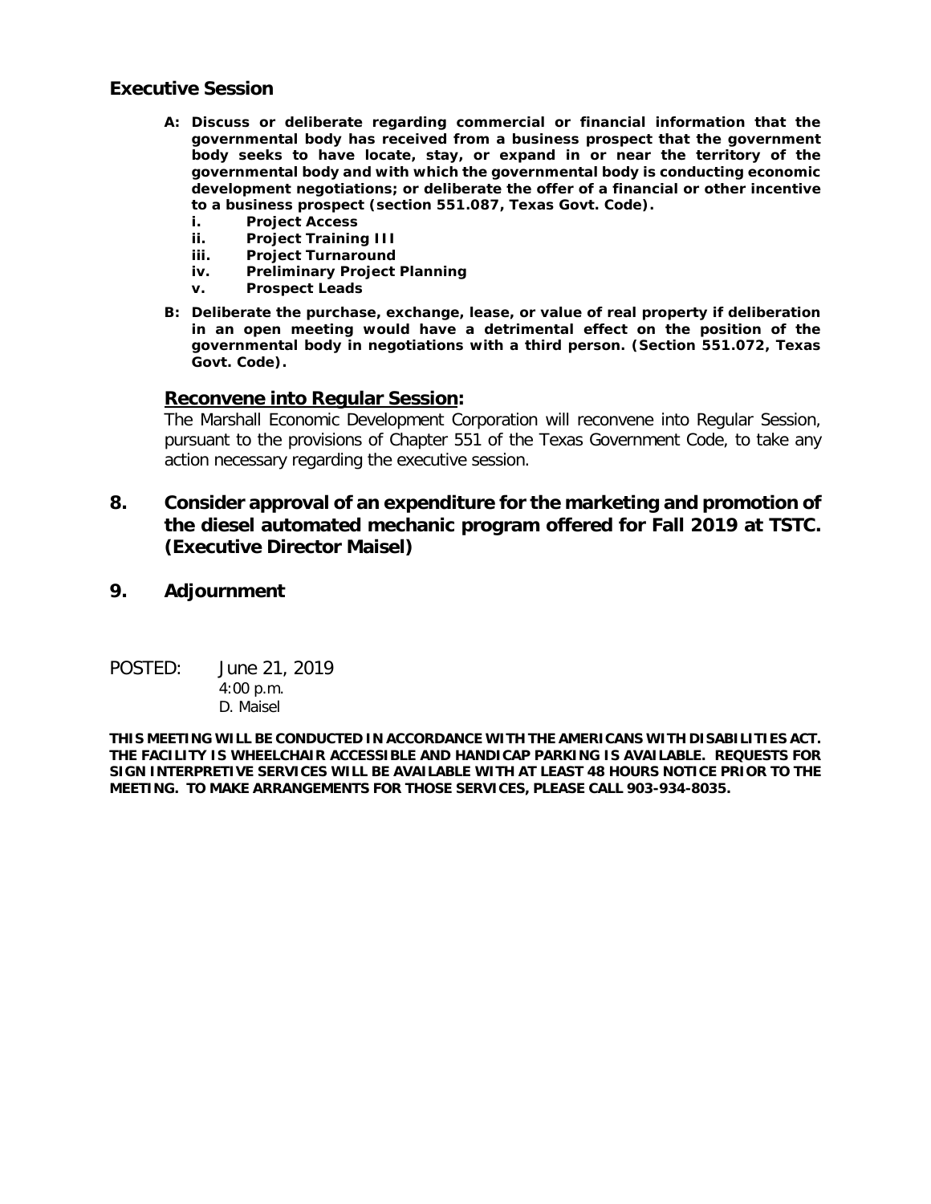## Executive Session

**A: Discuss or deliberate regarding commercial or financial information that the governmental body has received from a business prospect that the government body seeks to have locate, stay, or expand in or near the territory of the governmental body and with which the governmental body is conducting economic development negotiations; or deliberate the offer of a financial or other incentive to a business prospect (section 551.087, Texas Govt. Code).**

- **i. Project Access**
- **ii. Project Training III**
- **iii. Project Turnaround**
- **iv. Preliminary Project Planning**
- **v. Prospect Leads**

**B: Deliberate the purchase, exchange, lease, or value of real property if deliberation in an open meeting would have a detrimental effect on the position of the governmental body in negotiations with a third person. (Section 551.072, Texas Govt. Code).**

### Reconvene into Regular Session:

The Marshall Economic Development Corporation will reconvene into Regular Session, pursuant to the provisions of Chapter 551 of the Texas Government Code, to take any action necessary regarding the executive session.

**8. Consider approval of an expenditure for the marketing and promotion of the diesel automated mechanic program offered for Fall 2019 at TSTC. (Executive Director Maisel)**

**9. Adjournment**

POSTED: June 21, 2019
4:00 p.m.
D. Maisel

**THIS MEETING WILL BE CONDUCTED IN ACCORDANCE WITH THE AMERICANS WITH DISABILITIES ACT. THE FACILITY IS WHEELCHAIR ACCESSIBLE AND HANDICAP PARKING IS AVAILABLE. REQUESTS FOR SIGN INTERPRETIVE SERVICES WILL BE AVAILABLE WITH AT LEAST 48 HOURS NOTICE PRIOR TO THE MEETING. TO MAKE ARRANGEMENTS FOR THOSE SERVICES, PLEASE CALL 903-934-8035.**